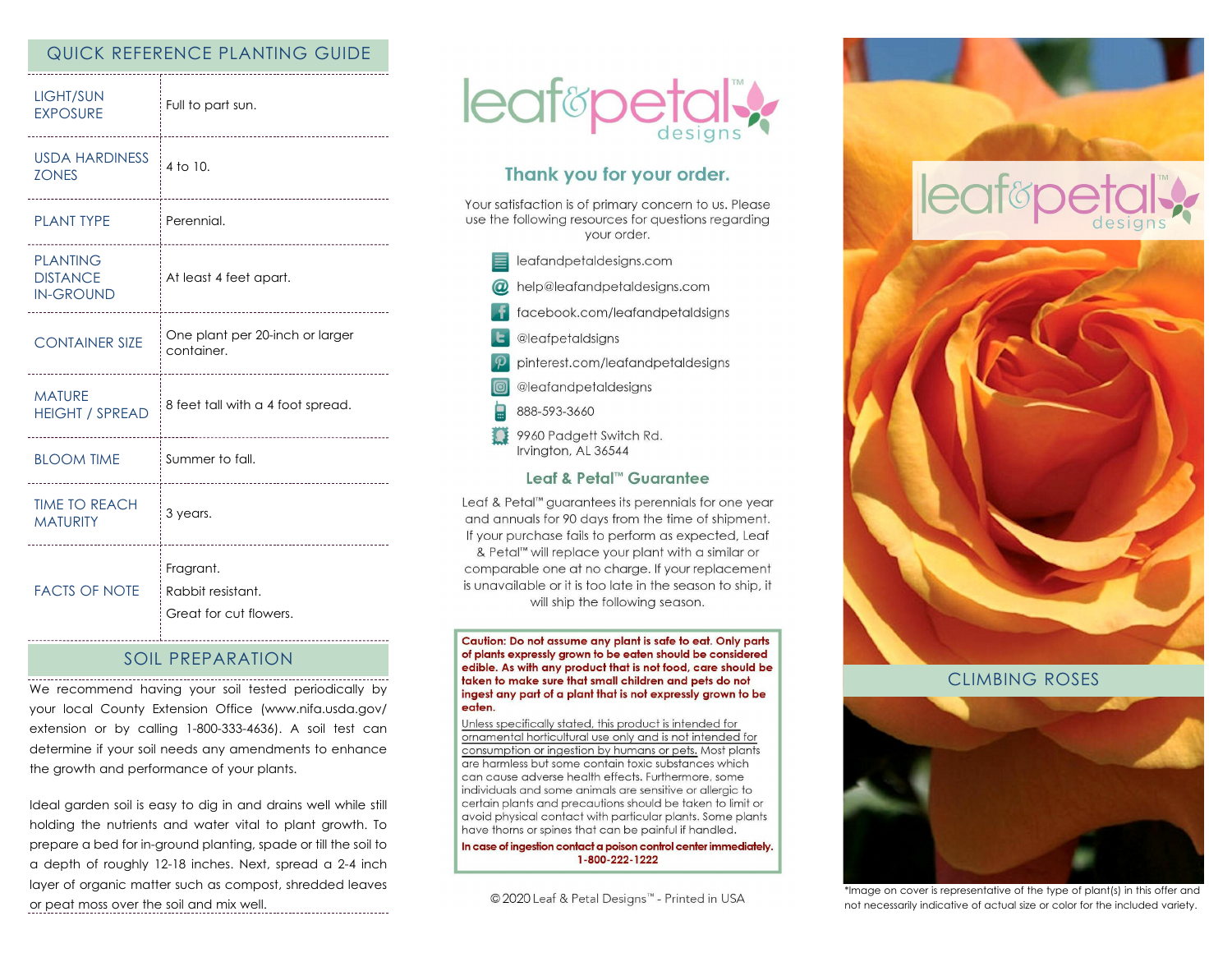## QUICK REFERENCE PLANTING GUIDE

| | |
|---|---|
| LIGHT/SUN EXPOSURE | Full to part sun. |
| USDA HARDINESS ZONES | 4 to 10. |
| PLANT TYPE | Perennial. |
| PLANTING DISTANCE IN-GROUND | At least 4 feet apart. |
| CONTAINER SIZE | One plant per 20-inch or larger container. |
| MATURE HEIGHT / SPREAD | 8 feet tall with a 4 foot spread. |
| BLOOM TIME | Summer to fall. |
| TIME TO REACH MATURITY | 3 years. |
| FACTS OF NOTE | Fragrant.<br>Rabbit resistant.<br>Great for cut flowers. |

## SOIL PREPARATION

We recommend having your soil tested periodically by your local County Extension Office (www.nifa.usda.gov/extension or by calling 1-800-333-4636). A soil test can determine if your soil needs any amendments to enhance the growth and performance of your plants.

Ideal garden soil is easy to dig in and drains well while still holding the nutrients and water vital to plant growth. To prepare a bed for in-ground planting, spade or till the soil to a depth of roughly 12-18 inches. Next, spread a 2-4 inch layer of organic matter such as compost, shredded leaves or peat moss over the soil and mix well.

leaf&petal™ designs

## Thank you for your order.

Your satisfaction is of primary concern to us. Please use the following resources for questions regarding your order.

- leafandpetaldesigns.com
- help@leafandpetaldesigns.com
- facebook.com/leafandpetaldsigns
- @leafpetaldsigns
- pinterest.com/leafandpetaldesigns
- @leafandpetaldesigns
- 888-593-3660
- 9960 Padgett Switch Rd.  
  Irvington, AL 36544

## Leaf & Petal™ Guarantee

Leaf & Petal™ guarantees its perennials for one year and annuals for 90 days from the time of shipment. If your purchase fails to perform as expected, Leaf & Petal™ will replace your plant with a similar or comparable one at no charge. If your replacement is unavailable or it is too late in the season to ship, it will ship the following season.

**Caution: Do not assume any plant is safe to eat. Only parts of plants expressly grown to be eaten should be considered edible. As with any product that is not food, care should be taken to make sure that small children and pets do not ingest any part of a plant that is not expressly grown to be eaten.**

Unless specifically stated, this product is intended for ornamental horticultural use only and is not intended for consumption or ingestion by humans or pets. Most plants are harmless but some contain toxic substances which can cause adverse health effects. Furthermore, some individuals and some animals are sensitive or allergic to certain plants and precautions should be taken to limit or avoid physical contact with particular plants. Some plants have thorns or spines that can be painful if handled.

**In case of ingestion contact a poison control center immediately. 1-800-222-1222**

© 2020 Leaf & Petal Designs™ - Printed in USA

leaf&petal™ designs

## CLIMBING ROSES

*Image on cover is representative of the type of plant(s) in this offer and not necessarily indicative of actual size or color for the included variety.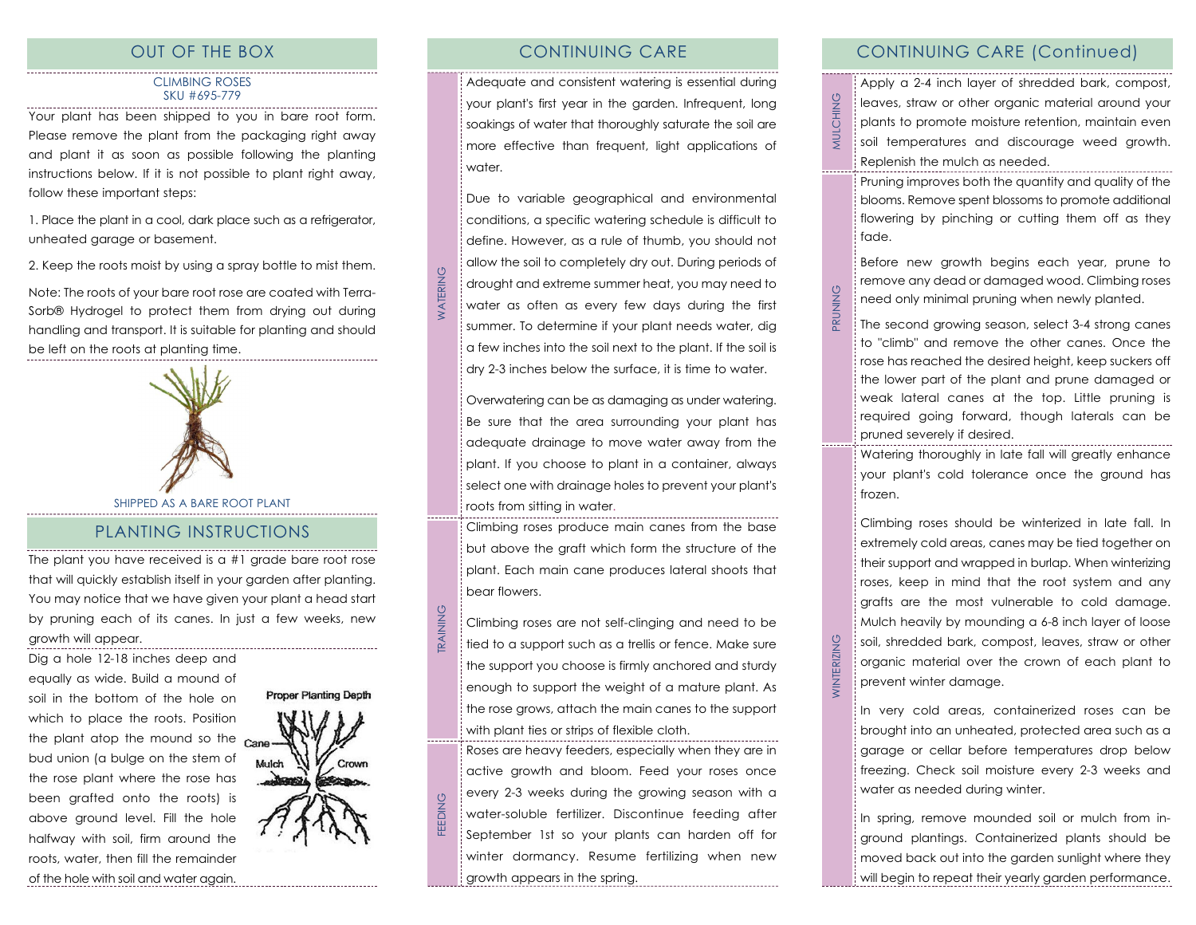## OUT OF THE BOX

CLIMBING ROSES
SKU #695-779

Your plant has been shipped to you in bare root form. Please remove the plant from the packaging right away and plant it as soon as possible following the planting instructions below. If it is not possible to plant right away, follow these important steps:

1. Place the plant in a cool, dark place such as a refrigerator, unheated garage or basement.

2. Keep the roots moist by using a spray bottle to mist them.

Note: The roots of your bare root rose are coated with Terra-Sorb® Hydrogel to protect them from drying out during handling and transport. It is suitable for planting and should be left on the roots at planting time.

SHIPPED AS A BARE ROOT PLANT

## PLANTING INSTRUCTIONS

The plant you have received is a #1 grade bare root rose that will quickly establish itself in your garden after planting. You may notice that we have given your plant a head start by pruning each of its canes. In just a few weeks, new growth will appear.

Dig a hole 12-18 inches deep and equally as wide. Build a mound of soil in the bottom of the hole on which to place the roots. Position the plant atop the mound so the bud union (a bulge on the stem of the rose plant where the rose has been grafted onto the roots) is above ground level. Fill the hole halfway with soil, firm around the roots, water, then fill the remainder of the hole with soil and water again.

Proper Planting Depth

Cane
Mulch
Crown

## CONTINUING CARE

### WATERING

Adequate and consistent watering is essential during your plant's first year in the garden. Infrequent, long soakings of water that thoroughly saturate the soil are more effective than frequent, light applications of water.

Due to variable geographical and environmental conditions, a specific watering schedule is difficult to define. However, as a rule of thumb, you should not allow the soil to completely dry out. During periods of drought and extreme summer heat, you may need to water as often as every few days during the first summer. To determine if your plant needs water, dig a few inches into the soil next to the plant. If the soil is dry 2-3 inches below the surface, it is time to water.

Overwatering can be as damaging as under watering. Be sure that the area surrounding your plant has adequate drainage to move water away from the plant. If you choose to plant in a container, always select one with drainage holes to prevent your plant's roots from sitting in water.

### TRAINING

Climbing roses produce main canes from the base but above the graft which form the structure of the plant. Each main cane produces lateral shoots that bear flowers.

Climbing roses are not self-clinging and need to be tied to a support such as a trellis or fence. Make sure the support you choose is firmly anchored and sturdy enough to support the weight of a mature plant. As the rose grows, attach the main canes to the support with plant ties or strips of flexible cloth.

### FEEDING

Roses are heavy feeders, especially when they are in active growth and bloom. Feed your roses once every 2-3 weeks during the growing season with a water-soluble fertilizer. Discontinue feeding after September 1st so your plants can harden off for winter dormancy. Resume fertilizing when new growth appears in the spring.

## CONTINUING CARE (Continued)

### MULCHING

Apply a 2-4 inch layer of shredded bark, compost, leaves, straw or other organic material around your plants to promote moisture retention, maintain even soil temperatures and discourage weed growth. Replenish the mulch as needed.

### PRUNING

Pruning improves both the quantity and quality of the blooms. Remove spent blossoms to promote additional flowering by pinching or cutting them off as they fade.

Before new growth begins each year, prune to remove any dead or damaged wood. Climbing roses need only minimal pruning when newly planted.

The second growing season, select 3-4 strong canes to "climb" and remove the other canes. Once the rose has reached the desired height, keep suckers off the lower part of the plant and prune damaged or weak lateral canes at the top. Little pruning is required going forward, though laterals can be pruned severely if desired.

### WINTERIZING

Watering thoroughly in late fall will greatly enhance your plant's cold tolerance once the ground has frozen.

Climbing roses should be winterized in late fall. In extremely cold areas, canes may be tied together on their support and wrapped in burlap. When winterizing roses, keep in mind that the root system and any grafts are the most vulnerable to cold damage. Mulch heavily by mounding a 6-8 inch layer of loose soil, shredded bark, compost, leaves, straw or other organic material over the crown of each plant to prevent winter damage.

In very cold areas, containerized roses can be brought into an unheated, protected area such as a garage or cellar before temperatures drop below freezing. Check soil moisture every 2-3 weeks and water as needed during winter.

In spring, remove mounded soil or mulch from in-ground plantings. Containerized plants should be moved back out into the garden sunlight where they will begin to repeat their yearly garden performance.